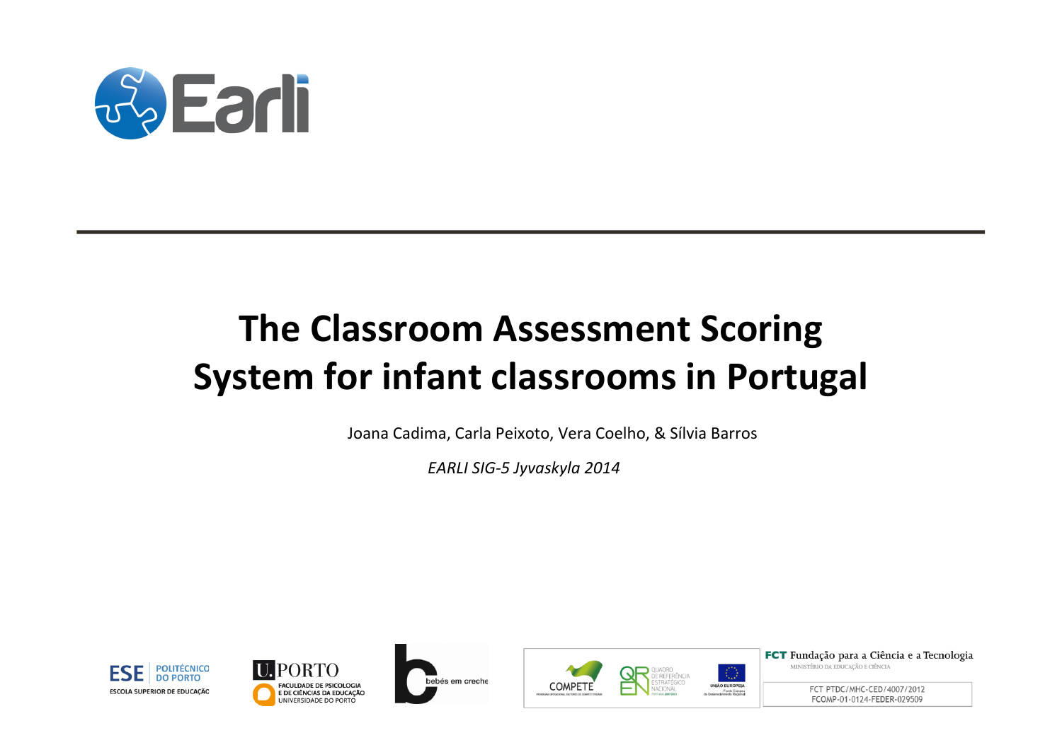# The Classroom Assessment Scoring System for infant classrooms in Portugal

Joana Cadima, Carla Peixoto, Vera Coelho, & Sílvia Barros

*EARLI SIG-5 Jyvaskyla 2014*

FCT Fundação para a Ciência e a Tecnologia

MINISTÉRIO DA EDUCAÇÃO E CIÊNCIA

FCT PTDC/MHC-CED/4007/2012

FCOMP-01-0124-FEDER-029509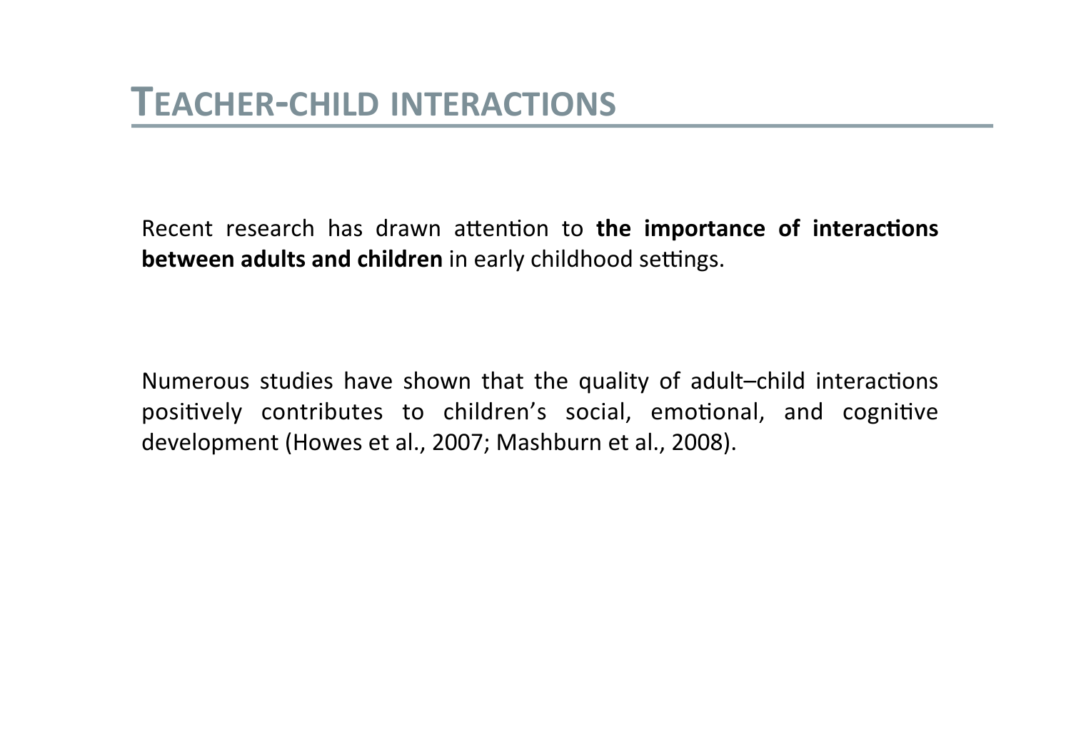# TEACHER-CHILD INTERACTIONS

Recent research has drawn attention to **the importance of interactions between adults and children** in early childhood settings.

Numerous studies have shown that the quality of adult–child interactions positively contributes to children's social, emotional, and cognitive development (Howes et al., 2007; Mashburn et al., 2008).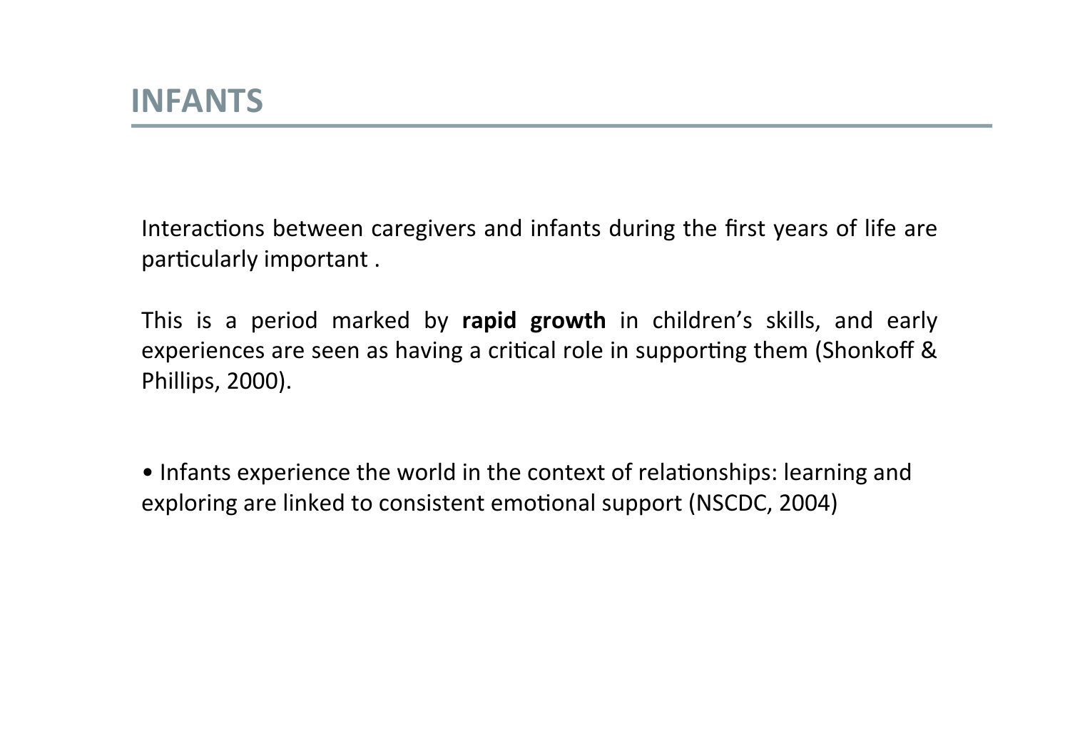# INFANTS

Interactions between caregivers and infants during the first years of life are particularly important .

This is a period marked by **rapid growth** in children's skills, and early experiences are seen as having a critical role in supporting them (Shonkoff & Phillips, 2000).

- Infants experience the world in the context of relationships: learning and exploring are linked to consistent emotional support (NSCDC, 2004)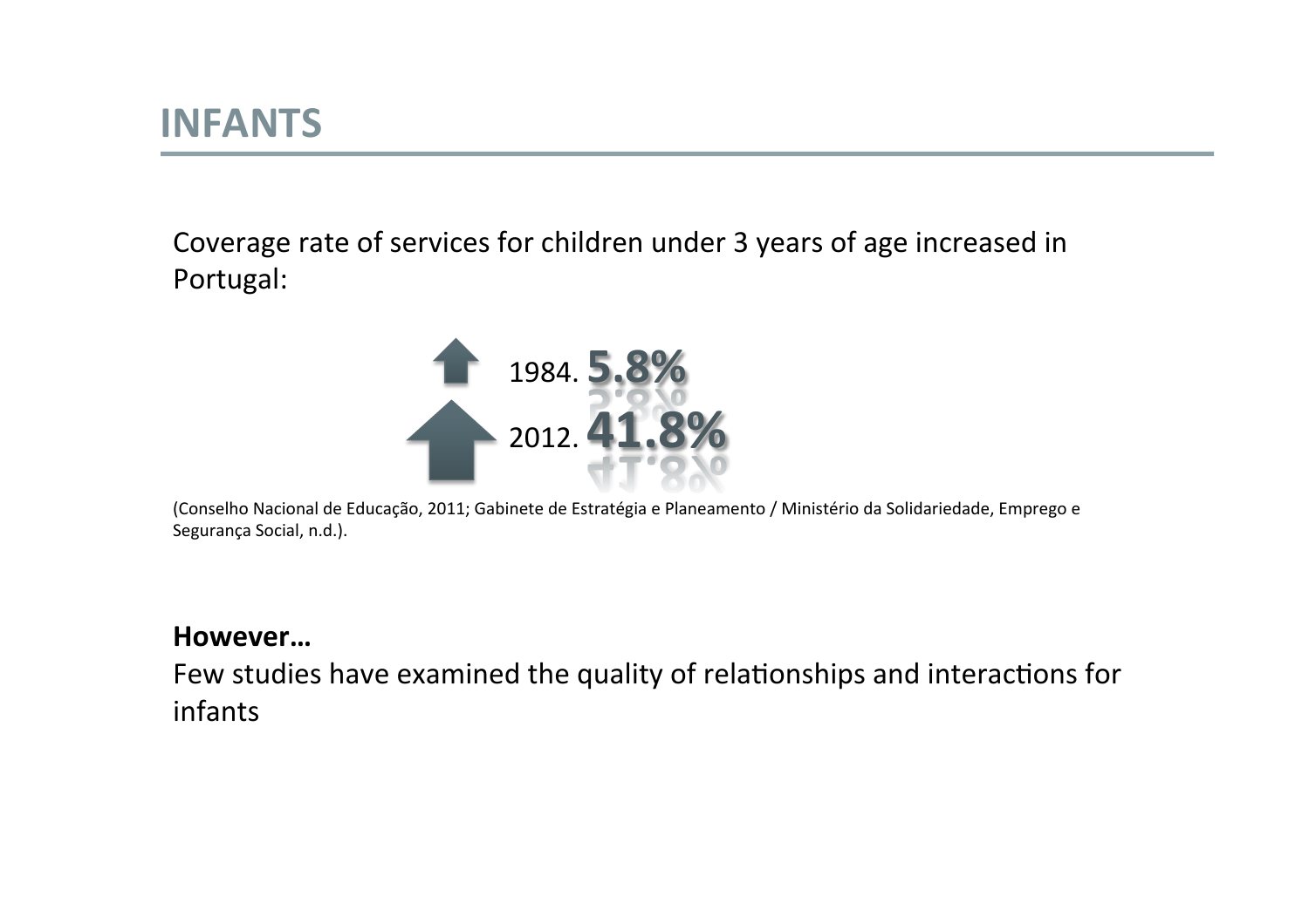# INFANTS

Coverage rate of services for children under 3 years of age increased in Portugal:

1984. **5.8%**

2012. **41.8%**

(Conselho Nacional de Educação, 2011; Gabinete de Estratégia e Planeamento / Ministério da Solidariedade, Emprego e Segurança Social, n.d.).

**However…**

Few studies have examined the quality of relationships and interactions for infants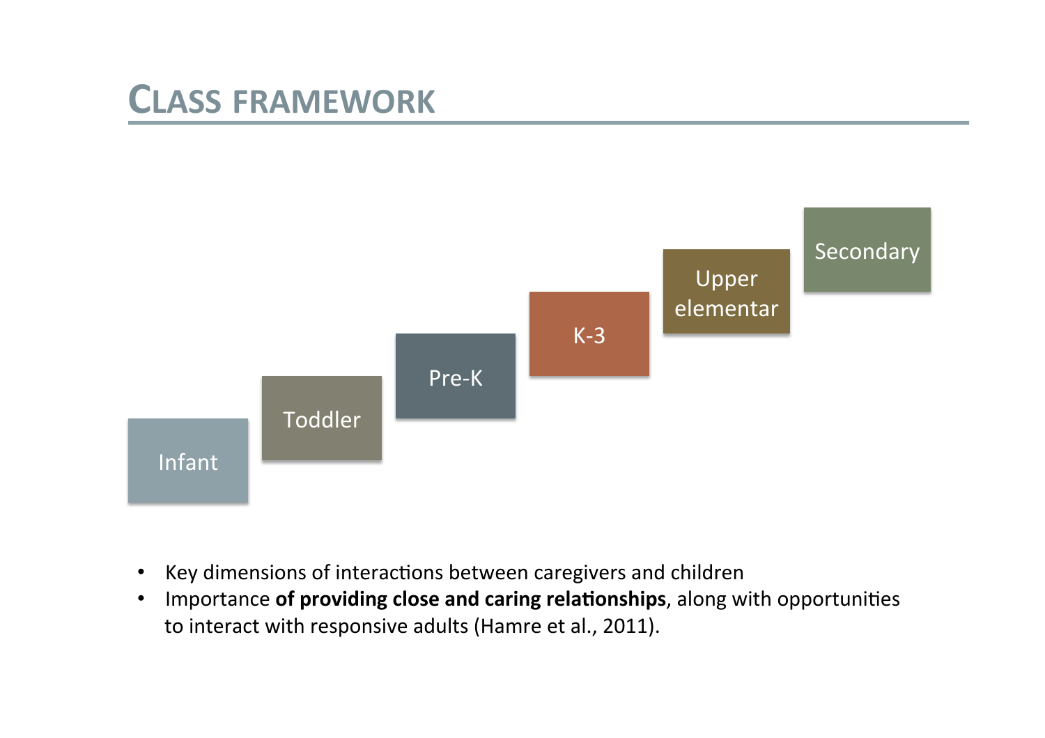# CLASS FRAMEWORK

Infant

Toddler

Pre-K

K-3

Upper elementar

Secondary

- Key dimensions of interactions between caregivers and children
- Importance **of providing close and caring relationships**, along with opportunities to interact with responsive adults (Hamre et al., 2011).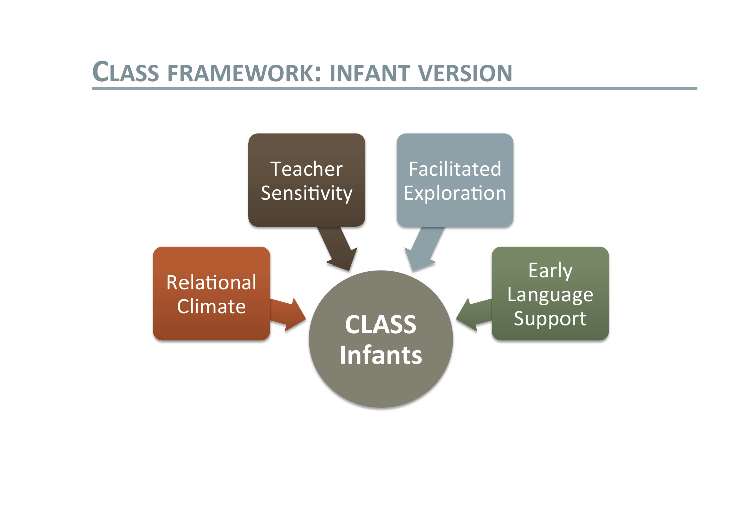# CLASS FRAMEWORK: INFANT VERSION

- Relational Climate
- Teacher Sensitivity
- Facilitated Exploration
- Early Language Support

**CLASS Infants**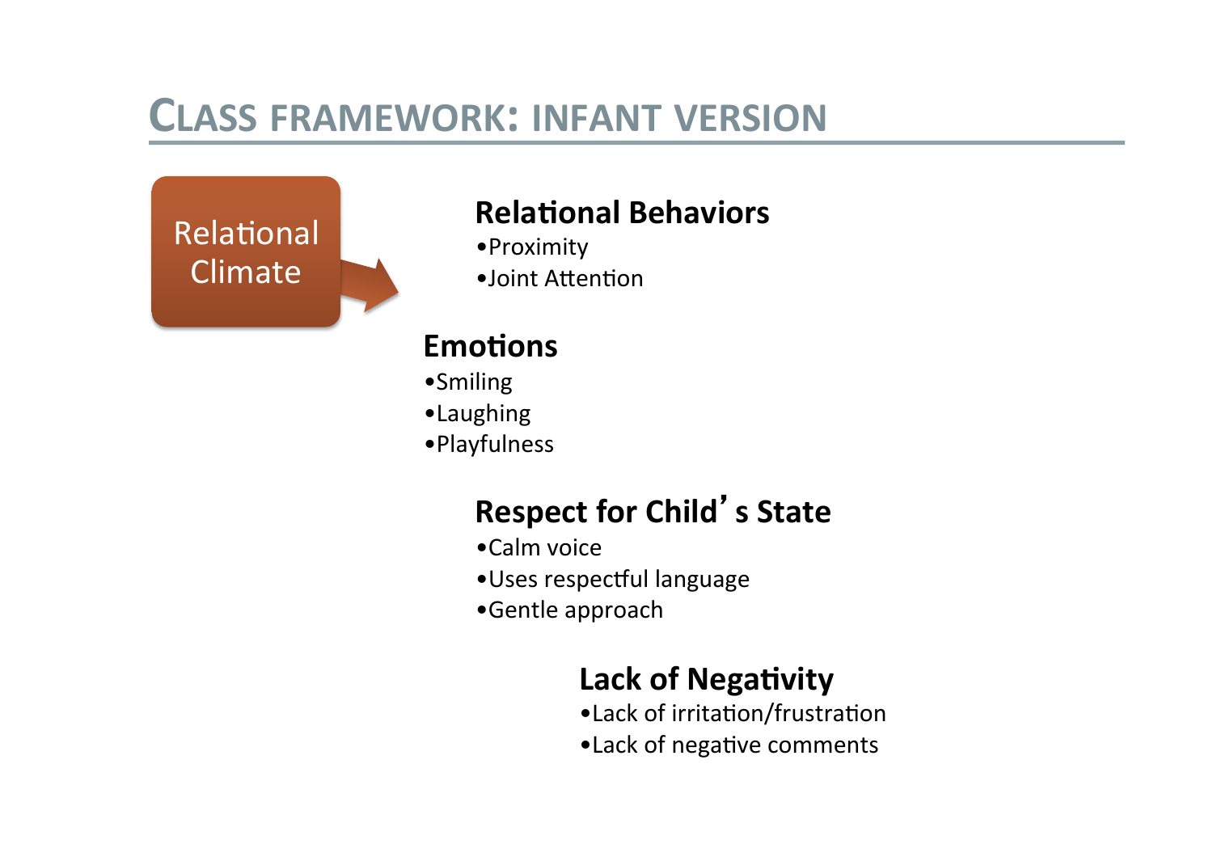# CLASS FRAMEWORK: INFANT VERSION

Relational Climate

### Relational Behaviors

- Proximity
- Joint Attention

### Emotions

- Smiling
- Laughing
- Playfulness

### Respect for Child's State

- Calm voice
- Uses respectful language
- Gentle approach

### Lack of Negativity

- Lack of irritation/frustration
- Lack of negative comments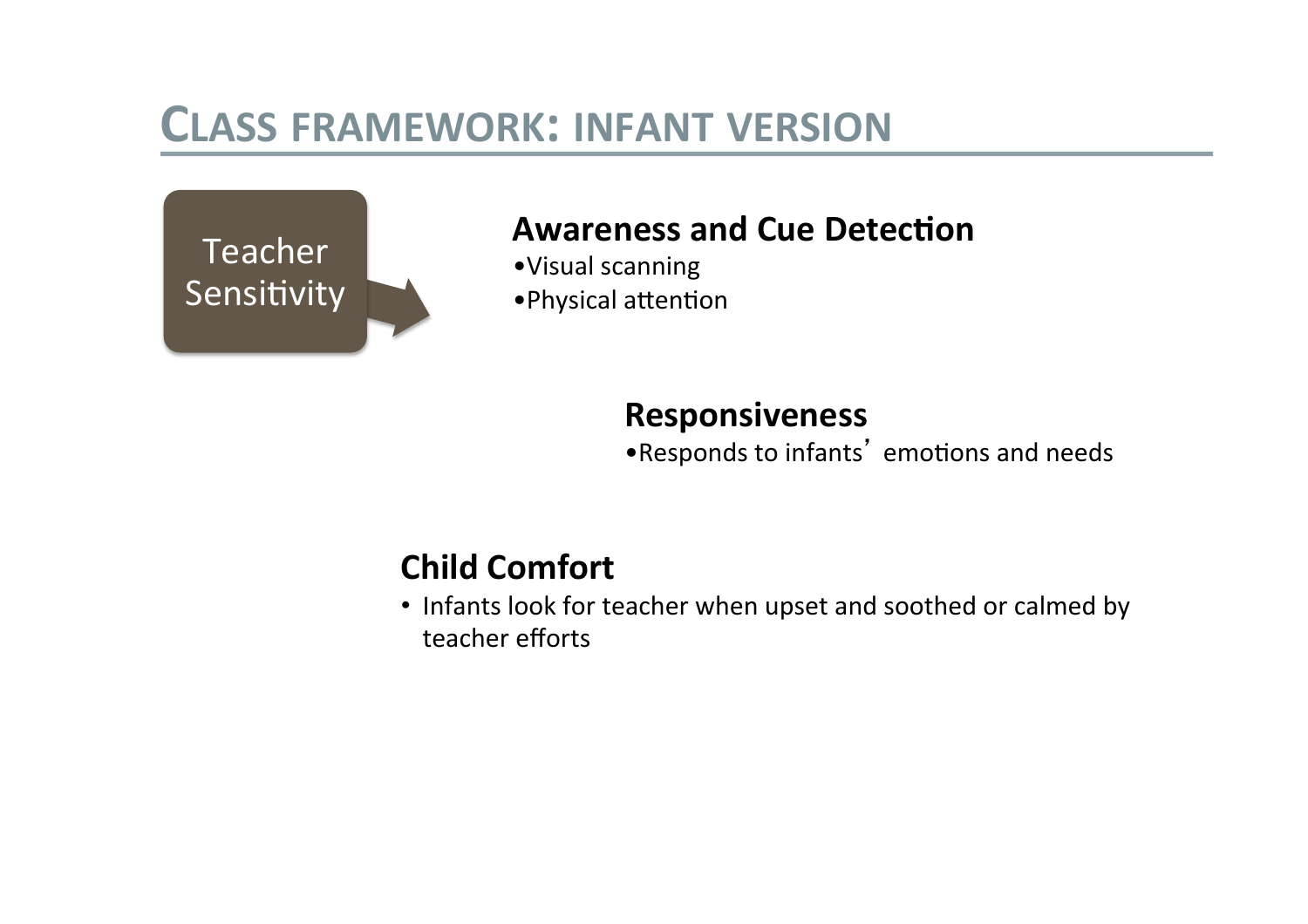# CLASS FRAMEWORK: INFANT VERSION

Teacher Sensitivity

**Awareness and Cue Detection**

- Visual scanning
- Physical attention

**Responsiveness**

- Responds to infants' emotions and needs

**Child Comfort**

- Infants look for teacher when upset and soothed or calmed by teacher efforts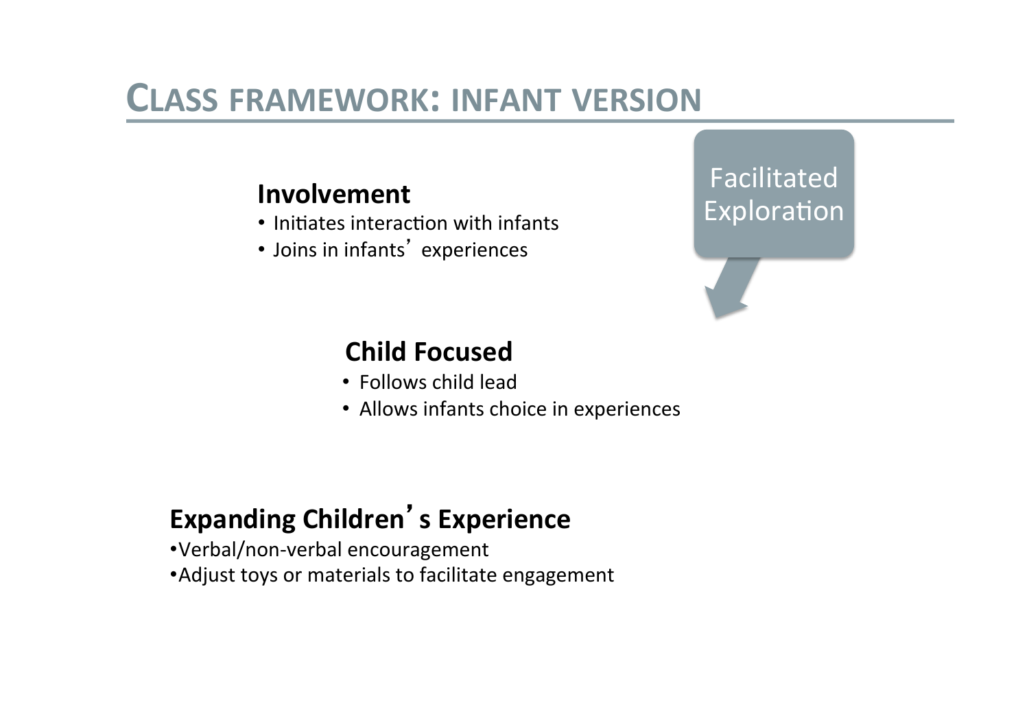# CLASS FRAMEWORK: INFANT VERSION

Facilitated Exploration

### Involvement

- Initiates interaction with infants
- Joins in infants' experiences

### Child Focused

- Follows child lead
- Allows infants choice in experiences

### Expanding Children's Experience

- Verbal/non-verbal encouragement
- Adjust toys or materials to facilitate engagement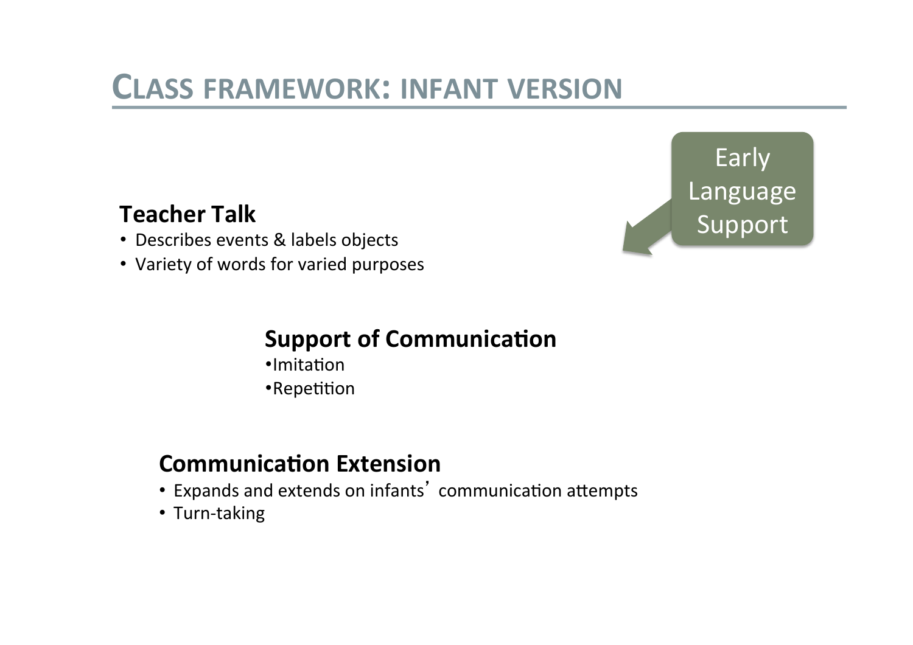# CLASS FRAMEWORK: INFANT VERSION

Early Language Support

### Teacher Talk

- Describes events & labels objects
- Variety of words for varied purposes

### Support of Communication

- Imitation
- Repetition

### Communication Extension

- Expands and extends on infants' communication attempts
- Turn-taking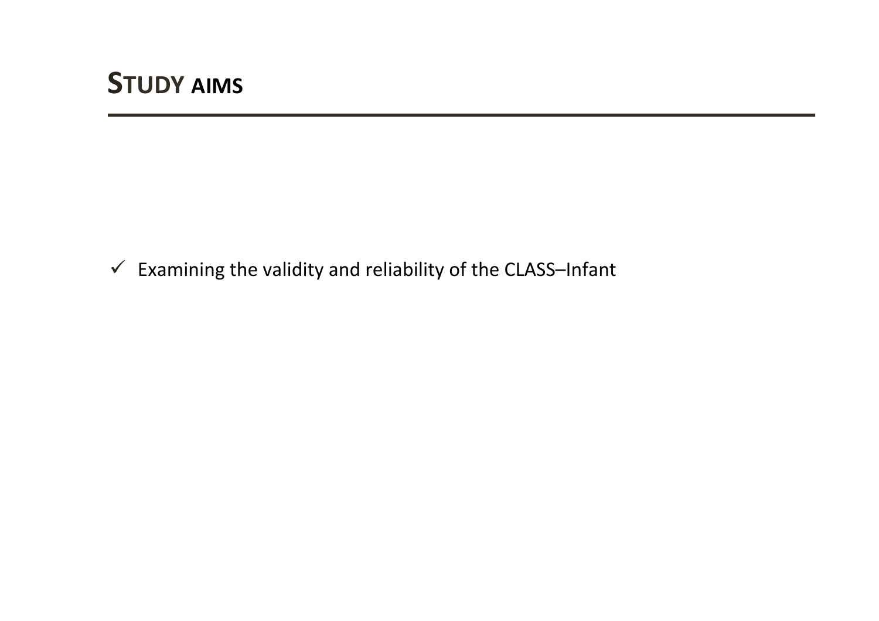## STUDY AIMS

- ✓ Examining the validity and reliability of the CLASS–Infant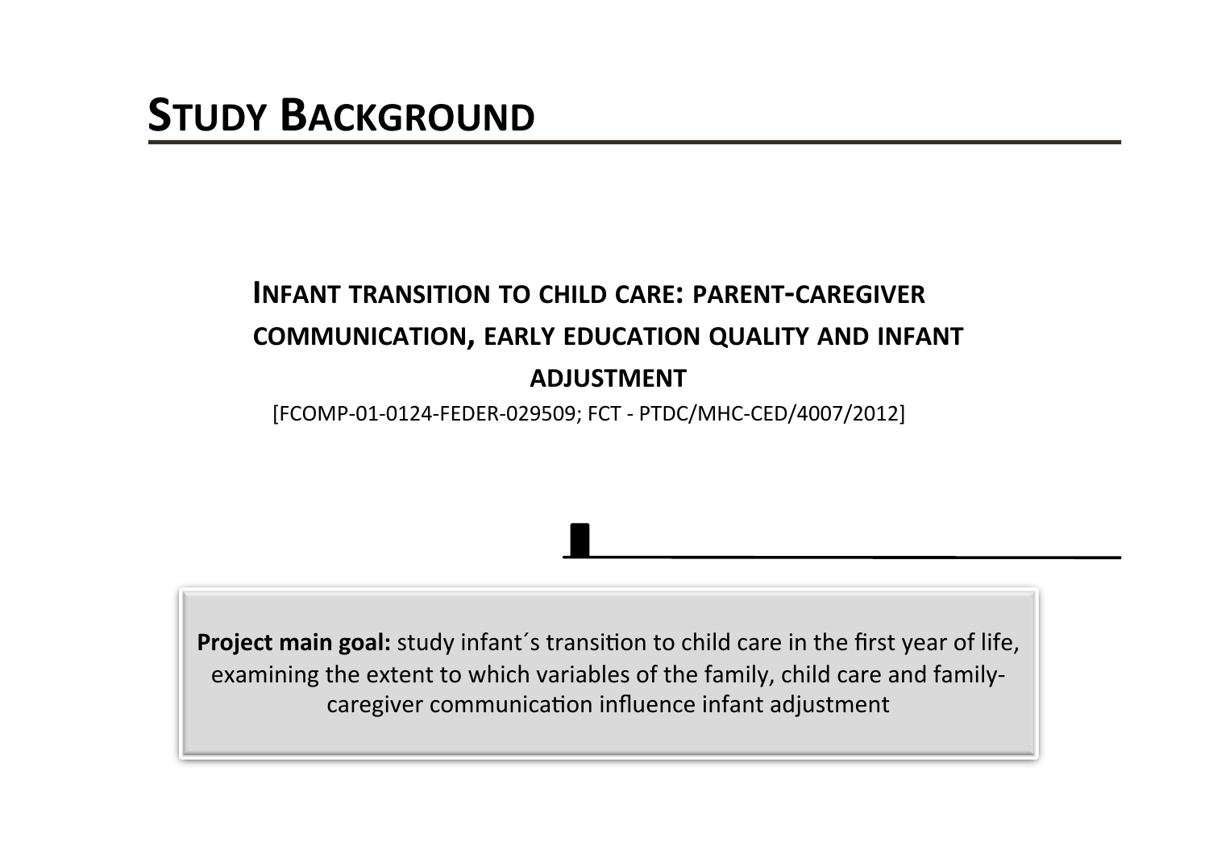# Study Background

## Infant transition to child care: parent-caregiver communication, early education quality and infant adjustment

[FCOMP-01-0124-FEDER-029509; FCT - PTDC/MHC-CED/4007/2012]

**Project main goal:** study infant´s transition to child care in the first year of life, examining the extent to which variables of the family, child care and family-caregiver communication influence infant adjustment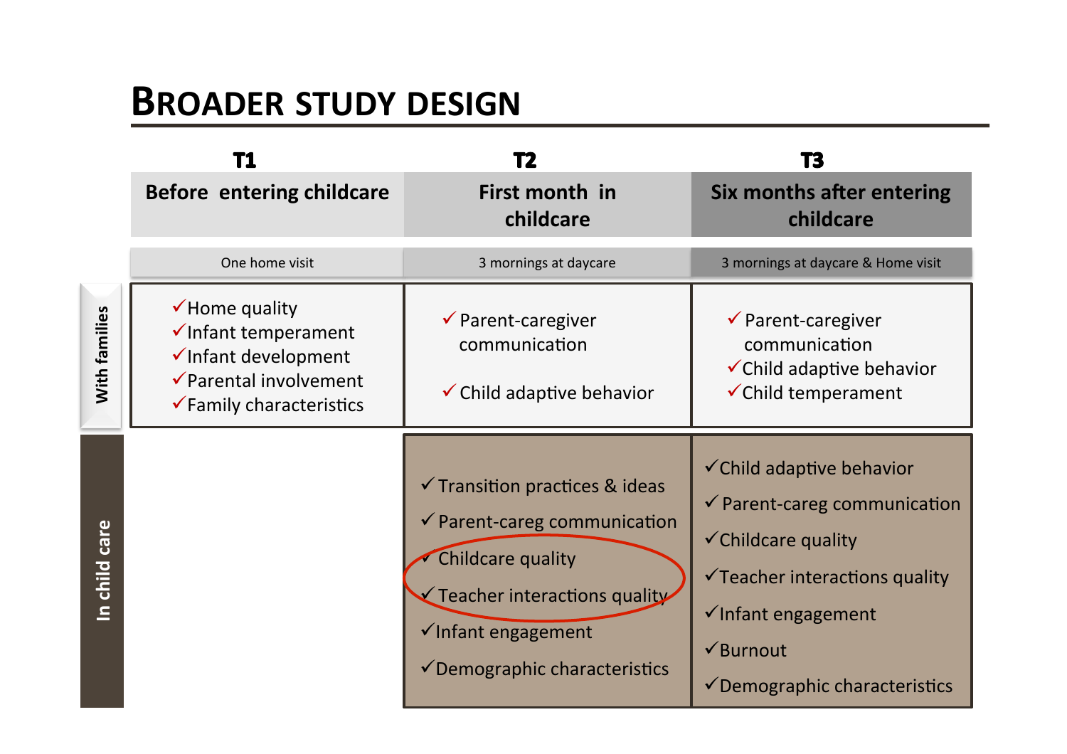# BROADER STUDY DESIGN

| | T1 | T2 | T3 |
|---|---|---|---|
| | Before entering childcare | First month in childcare | Six months after entering childcare |
| | One home visit | 3 mornings at daycare | 3 mornings at daycare & Home visit |
| With families | ✓Home quality<br>✓Infant temperament<br>✓Infant development<br>✓Parental involvement<br>✓Family characteristics | ✓ Parent-caregiver communication<br>✓ Child adaptive behavior | ✓ Parent-caregiver communication<br>✓Child adaptive behavior<br>✓Child temperament |
| In child care | | ✓Transition practices & ideas<br>✓Parent-careg communication<br>✓Childcare quality<br>✓Teacher interactions quality<br>✓Infant engagement<br>✓Demographic characteristics | ✓Child adaptive behavior<br>✓Parent-careg communication<br>✓Childcare quality<br>✓Teacher interactions quality<br>✓Infant engagement<br>✓Burnout<br>✓Demographic characteristics |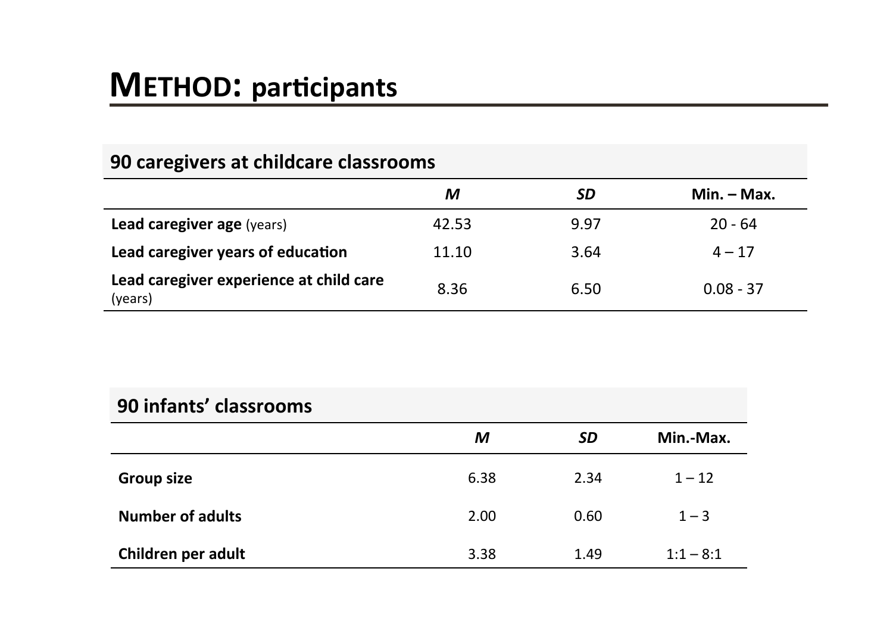# METHOD: participants

**90 caregivers at childcare classrooms**

| | *M* | *SD* | Min. – Max. |
|---|---|---|---|
| **Lead caregiver age** (years) | 42.53 | 9.97 | 20 - 64 |
| **Lead caregiver years of education** | 11.10 | 3.64 | 4 – 17 |
| **Lead caregiver experience at child care** (years) | 8.36 | 6.50 | 0.08 - 37 |

**90 infants' classrooms**

| | *M* | *SD* | Min.-Max. |
|---|---|---|---|
| **Group size** | 6.38 | 2.34 | 1 – 12 |
| **Number of adults** | 2.00 | 0.60 | 1 – 3 |
| **Children per adult** | 3.38 | 1.49 | 1:1 – 8:1 |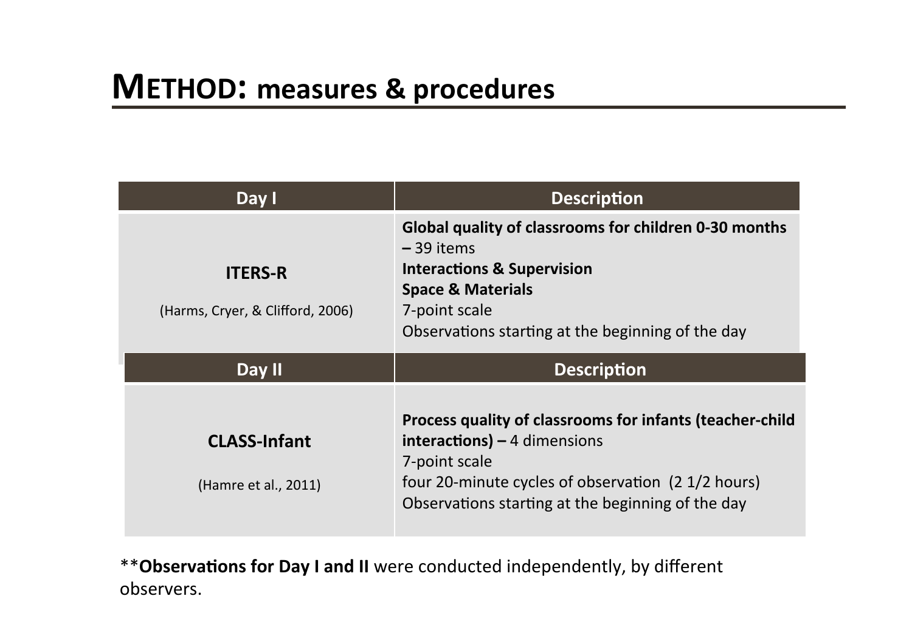# METHOD: measures & procedures

| Day I | Description |
|---|---|
| **ITERS-R**<br><br>(Harms, Cryer, & Clifford, 2006) | **Global quality of classrooms for children 0-30 months –** 39 items<br>**Interactions & Supervision**<br>**Space & Materials**<br>7-point scale<br>Observations starting at the beginning of the day |
| **Day II** | **Description** |
| **CLASS-Infant**<br><br>(Hamre et al., 2011) | **Process quality of classrooms for infants (teacher-child interactions) –** 4 dimensions<br>7-point scale<br>four 20-minute cycles of observation (2 1/2 hours)<br>Observations starting at the beginning of the day |

**\*\*Observations for Day I and II** were conducted independently, by different observers.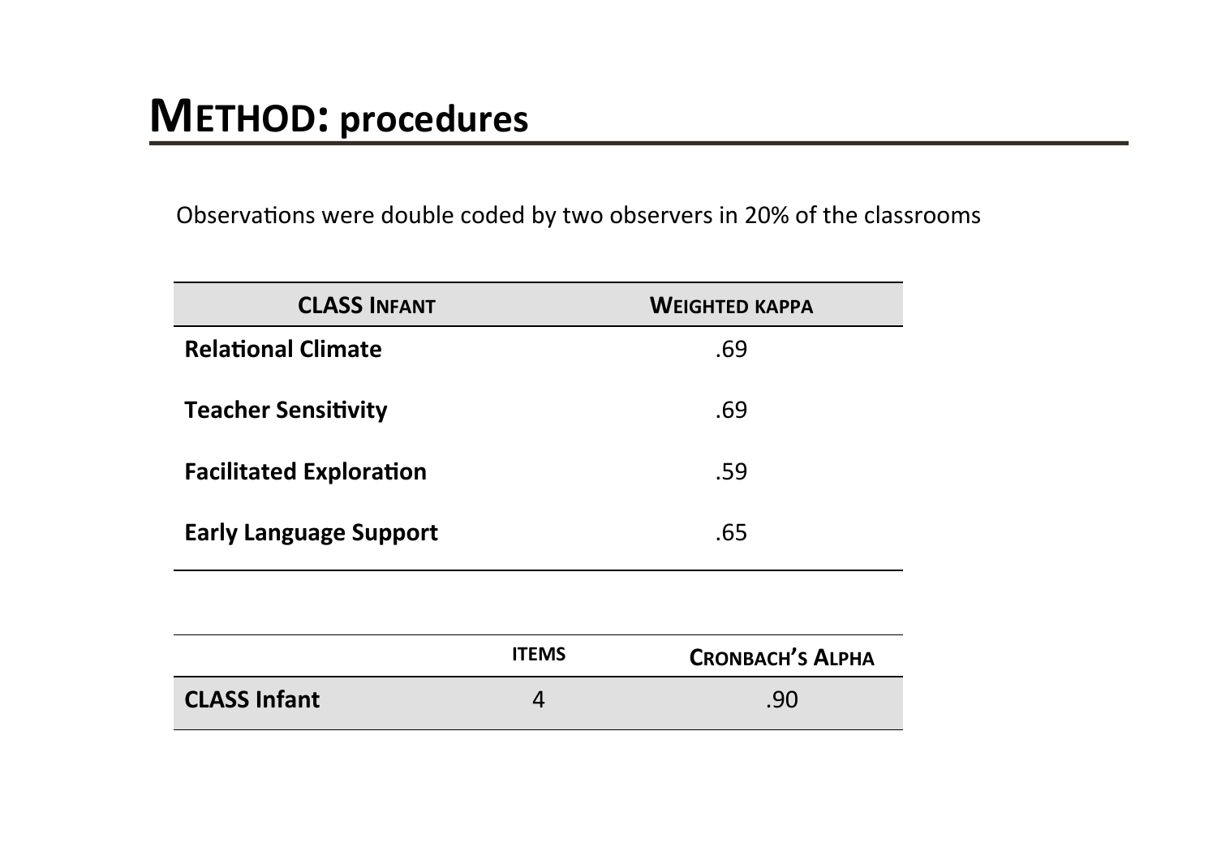# METHOD: procedures

Observations were double coded by two observers in 20% of the classrooms

| CLASS INFANT | WEIGHTED KAPPA |
|---|---|
| **Relational Climate** | .69 |
| **Teacher Sensitivity** | .69 |
| **Facilitated Exploration** | .59 |
| **Early Language Support** | .65 |

| | ITEMS | CRONBACH'S ALPHA |
|---|---|---|
| **CLASS Infant** | 4 | .90 |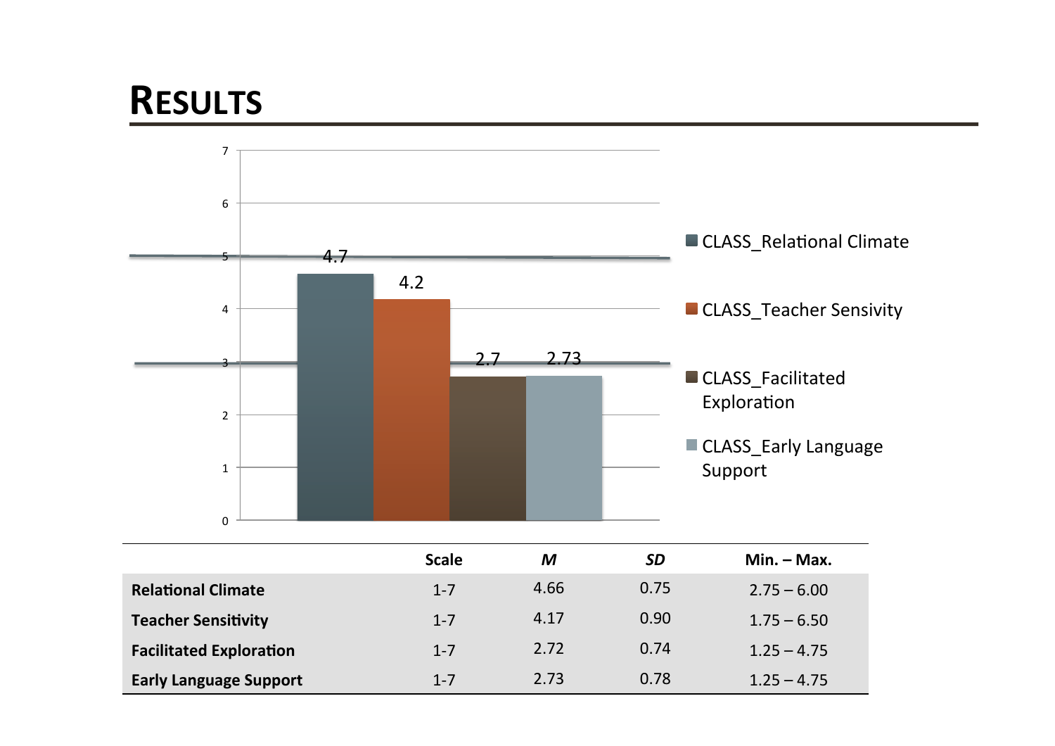# RESULTS

| | Scale | *M* | *SD* | Min. – Max. |
|---|---|---|---|---|
| **Relational Climate** | 1-7 | 4.66 | 0.75 | 2.75 – 6.00 |
| **Teacher Sensitivity** | 1-7 | 4.17 | 0.90 | 1.75 – 6.50 |
| **Facilitated Exploration** | 1-7 | 2.72 | 0.74 | 1.25 – 4.75 |
| **Early Language Support** | 1-7 | 2.73 | 0.78 | 1.25 – 4.75 |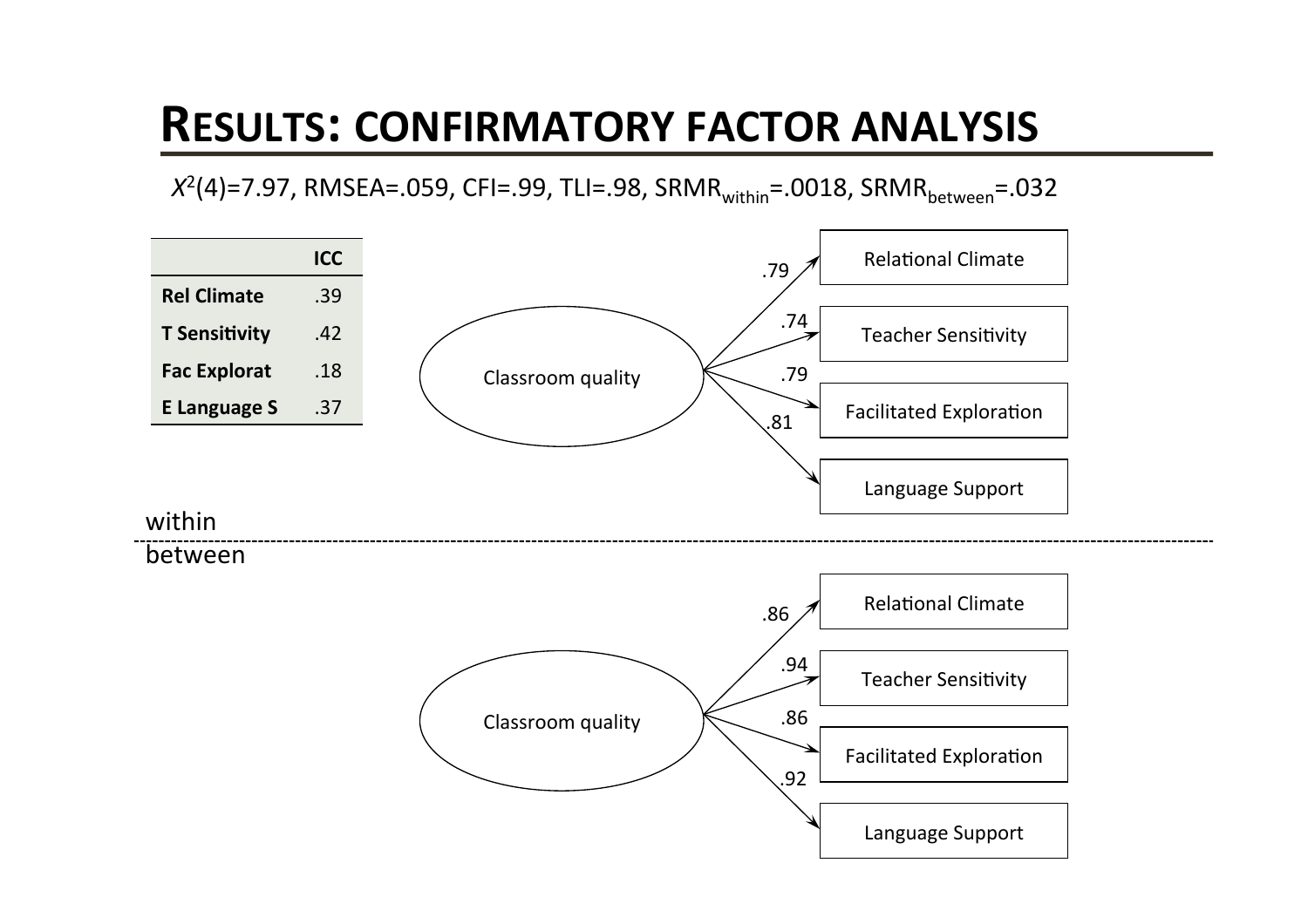# RESULTS: CONFIRMATORY FACTOR ANALYSIS

$X^2(4)=7.97$, RMSEA=.059, CFI=.99, TLI=.98, $SRMR_{within}$=.0018, $SRMR_{between}$=.032

| | ICC |
|---|---|
| **Rel Climate** | .39 |
| **T Sensitivity** | .42 |
| **Fac Explorat** | .18 |
| **E Language S** | .37 |

within

Classroom quality → Relational Climate (.79), Teacher Sensitivity (.74), Facilitated Exploration (.79), Language Support (.81)

between

Classroom quality → Relational Climate (.86), Teacher Sensitivity (.94), Facilitated Exploration (.86), Language Support (.92)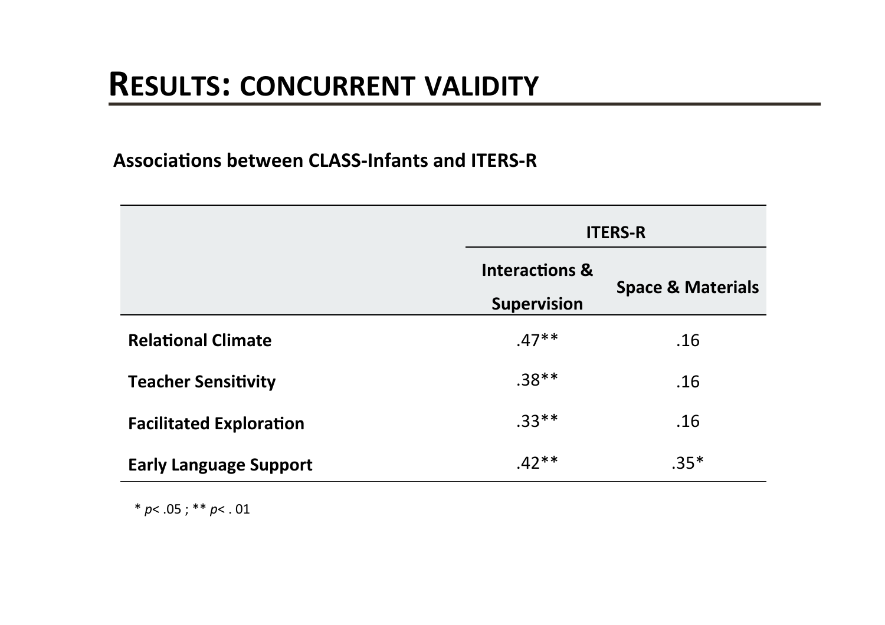# RESULTS: CONCURRENT VALIDITY

**Associations between CLASS-Infants and ITERS-R**

| | ITERS-R | |
|---|---|---|
| | **Interactions & Supervision** | **Space & Materials** |
| **Relational Climate** | .47** | .16 |
| **Teacher Sensitivity** | .38** | .16 |
| **Facilitated Exploration** | .33** | .16 |
| **Early Language Support** | .42** | .35* |

* $p < .05$ ; ** $p < .01$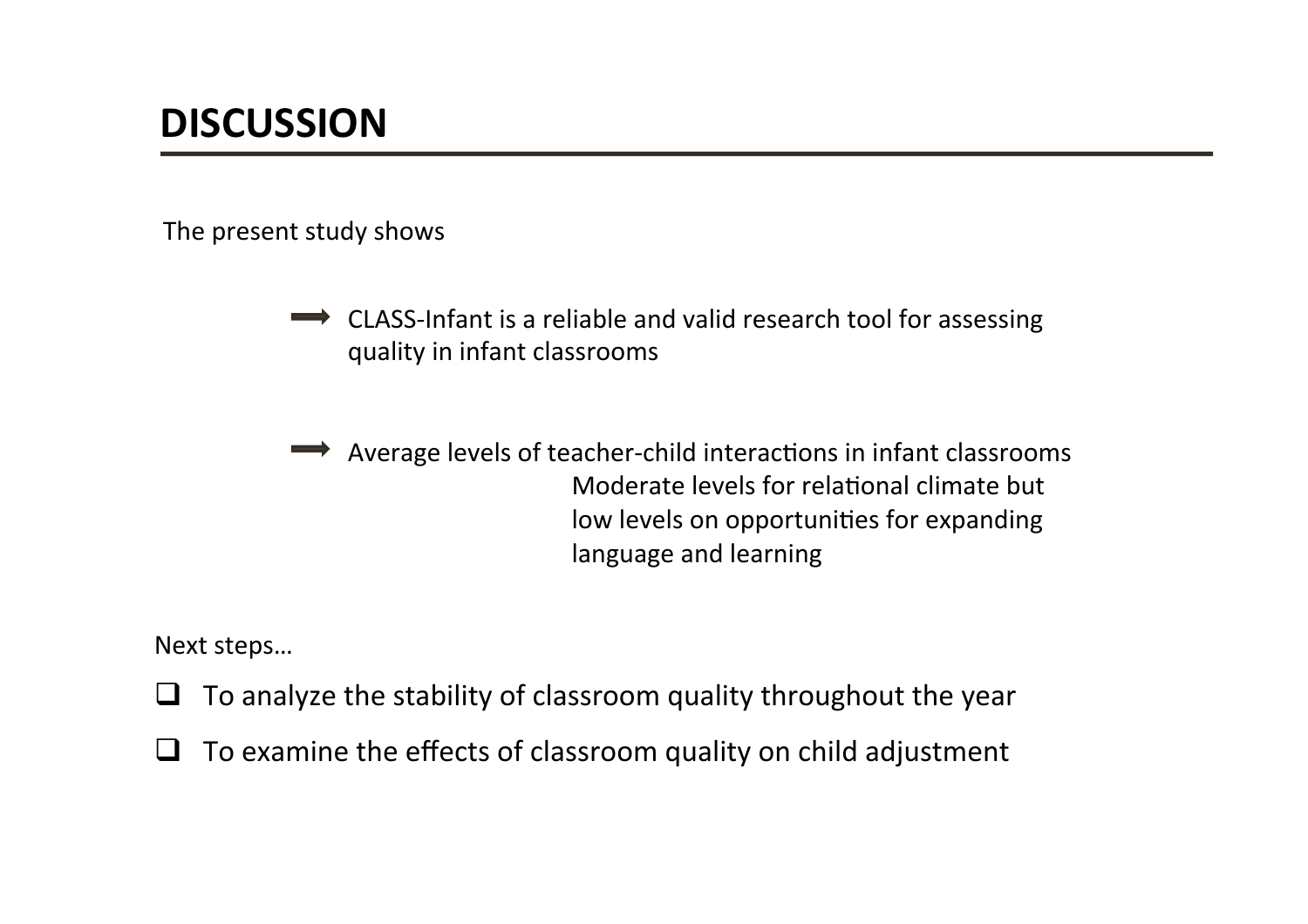# DISCUSSION

The present study shows

- ➡ CLASS-Infant is a reliable and valid research tool for assessing quality in infant classrooms

- ➡ Average levels of teacher-child interactions in infant classrooms
  Moderate levels for relational climate but low levels on opportunities for expanding language and learning

Next steps…

- ❑ To analyze the stability of classroom quality throughout the year
- ❑ To examine the effects of classroom quality on child adjustment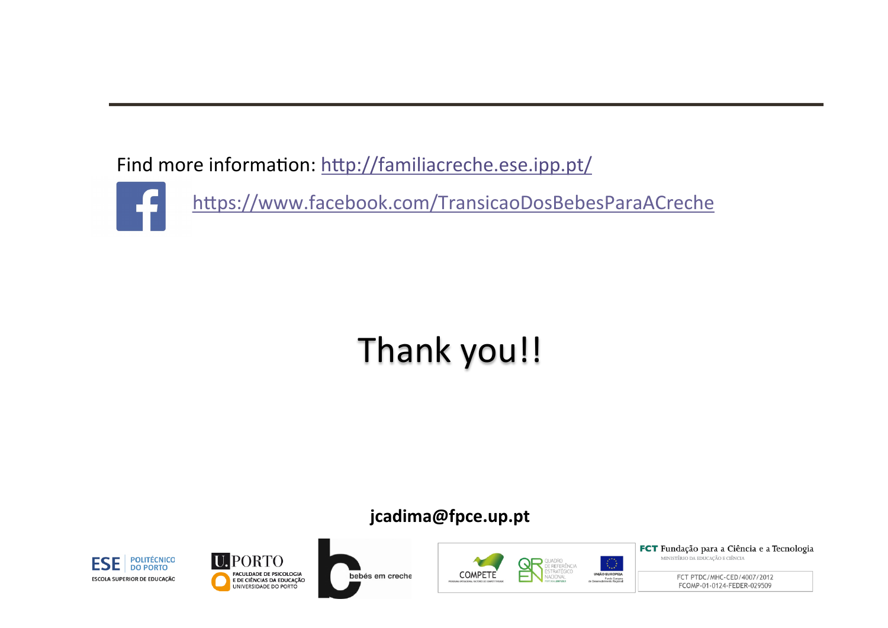Find more information: http://familiacreche.ese.ipp.pt/

https://www.facebook.com/TransicaoDosBebesParaACreche

# Thank you!!

**jcadima@fpce.up.pt**

ESE POLITÉCNICO DO PORTO ESCOLA SUPERIOR DE EDUCAÇÃO

U.PORTO FACULDADE DE PSICOLOGIA E DE CIÊNCIAS DA EDUCAÇÃO UNIVERSIDADE DO PORTO

bebés em creche

COMPETE

QREN QUADRO DE REFERÊNCIA ESTRATÉGICO NACIONAL

UNIÃO EUROPEIA

FCT Fundação para a Ciência e a Tecnologia

MINISTÉRIO DA EDUCAÇÃO E CIÊNCIA

FCT PTDC/MHC-CED/4007/2012
FCOMP-01-0124-FEDER-029509